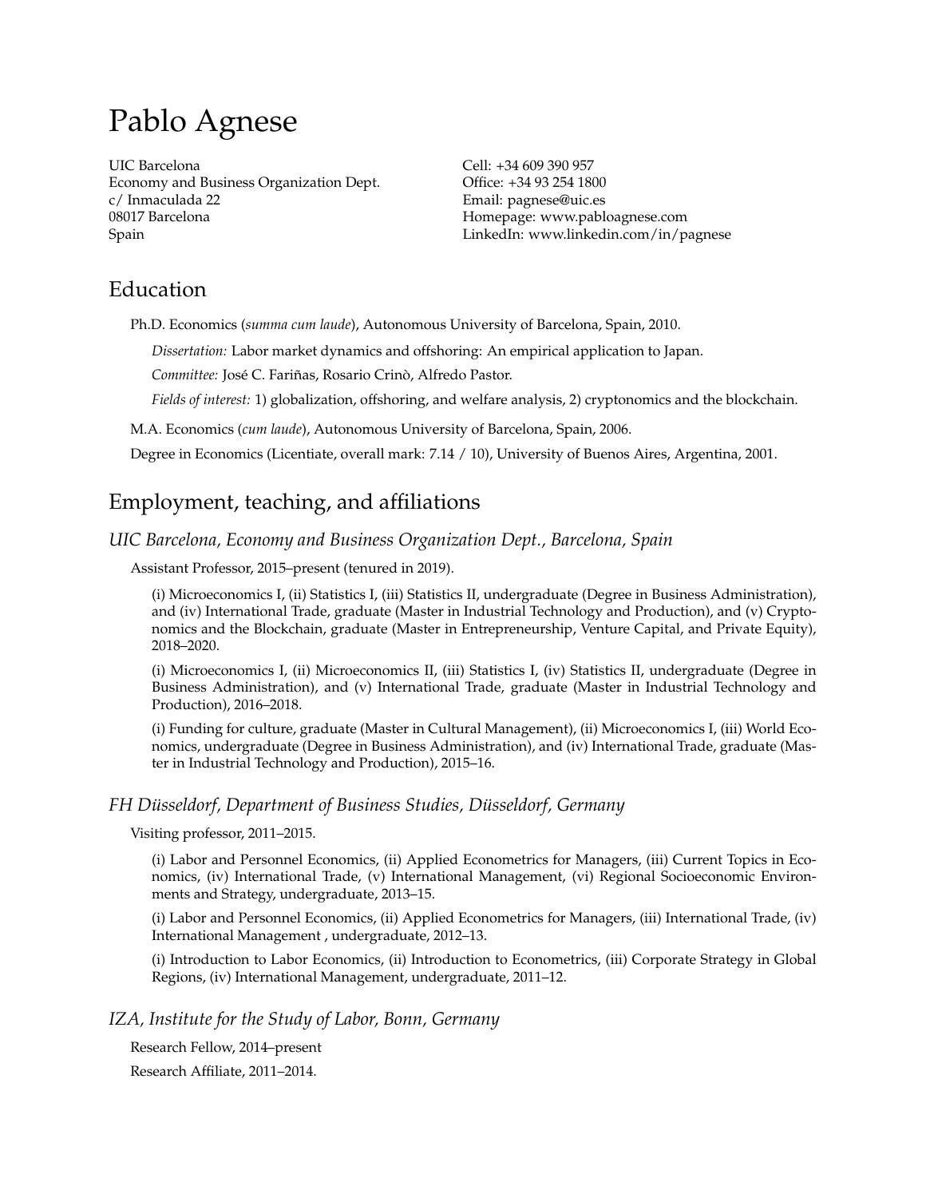# Pablo Agnese

UIC Barcelona
Economy and Business Organization Dept.
c/ Inmaculada 22
08017 Barcelona
Spain

Cell: +34 609 390 957
Office: +34 93 254 1800
Email: pagnese@uic.es
Homepage: www.pabloagnese.com
LinkedIn: www.linkedin.com/in/pagnese

## Education

Ph.D. Economics (*summa cum laude*), Autonomous University of Barcelona, Spain, 2010.

*Dissertation:* Labor market dynamics and offshoring: An empirical application to Japan.

*Committee:* José C. Fariñas, Rosario Crinò, Alfredo Pastor.

*Fields of interest:* 1) globalization, offshoring, and welfare analysis, 2) cryptonomics and the blockchain.

M.A. Economics (*cum laude*), Autonomous University of Barcelona, Spain, 2006.

Degree in Economics (Licentiate, overall mark: 7.14 / 10), University of Buenos Aires, Argentina, 2001.

## Employment, teaching, and affiliations

### *UIC Barcelona, Economy and Business Organization Dept., Barcelona, Spain*

Assistant Professor, 2015–present (tenured in 2019).

(i) Microeconomics I, (ii) Statistics I, (iii) Statistics II, undergraduate (Degree in Business Administration), and (iv) International Trade, graduate (Master in Industrial Technology and Production), and (v) Cryptonomics and the Blockchain, graduate (Master in Entrepreneurship, Venture Capital, and Private Equity), 2018–2020.

(i) Microeconomics I, (ii) Microeconomics II, (iii) Statistics I, (iv) Statistics II, undergraduate (Degree in Business Administration), and (v) International Trade, graduate (Master in Industrial Technology and Production), 2016–2018.

(i) Funding for culture, graduate (Master in Cultural Management), (ii) Microeconomics I, (iii) World Economics, undergraduate (Degree in Business Administration), and (iv) International Trade, graduate (Master in Industrial Technology and Production), 2015–16.

### *FH Düsseldorf, Department of Business Studies, Düsseldorf, Germany*

Visiting professor, 2011–2015.

(i) Labor and Personnel Economics, (ii) Applied Econometrics for Managers, (iii) Current Topics in Economics, (iv) International Trade, (v) International Management, (vi) Regional Socioeconomic Environments and Strategy, undergraduate, 2013–15.

(i) Labor and Personnel Economics, (ii) Applied Econometrics for Managers, (iii) International Trade, (iv) International Management , undergraduate, 2012–13.

(i) Introduction to Labor Economics, (ii) Introduction to Econometrics, (iii) Corporate Strategy in Global Regions, (iv) International Management, undergraduate, 2011–12.

### *IZA, Institute for the Study of Labor, Bonn, Germany*

Research Fellow, 2014–present

Research Affiliate, 2011–2014.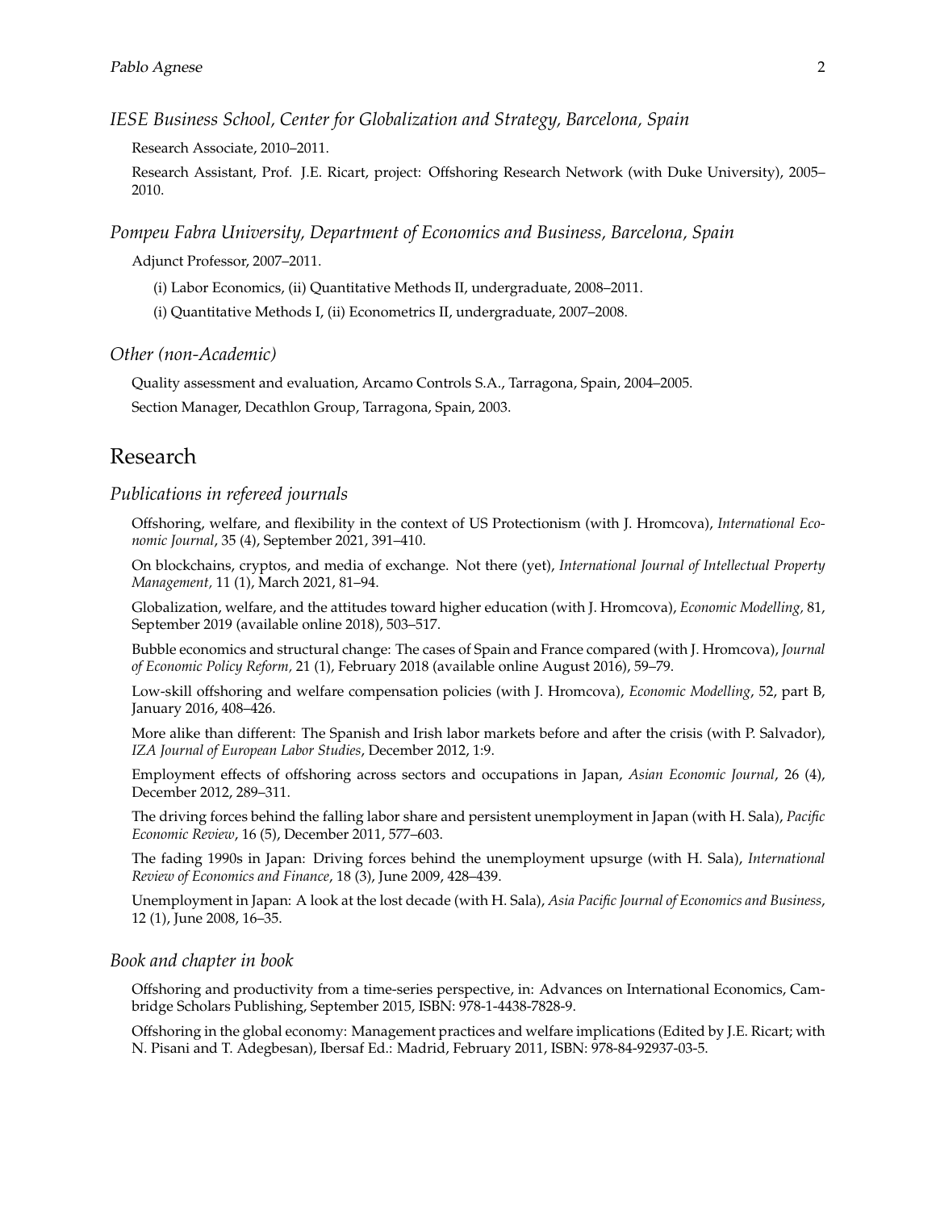*IESE Business School, Center for Globalization and Strategy, Barcelona, Spain*

Research Associate, 2010–2011.

Research Assistant, Prof. J.E. Ricart, project: Offshoring Research Network (with Duke University), 2005–2010.

*Pompeu Fabra University, Department of Economics and Business, Barcelona, Spain*

Adjunct Professor, 2007–2011.

(i) Labor Economics, (ii) Quantitative Methods II, undergraduate, 2008–2011.

(i) Quantitative Methods I, (ii) Econometrics II, undergraduate, 2007–2008.

*Other (non-Academic)*

Quality assessment and evaluation, Arcamo Controls S.A., Tarragona, Spain, 2004–2005.

Section Manager, Decathlon Group, Tarragona, Spain, 2003.

## Research

### *Publications in refereed journals*

Offshoring, welfare, and flexibility in the context of US Protectionism (with J. Hromcova), *International Economic Journal*, 35 (4), September 2021, 391–410.

On blockchains, cryptos, and media of exchange. Not there (yet), *International Journal of Intellectual Property Management*, 11 (1), March 2021, 81–94.

Globalization, welfare, and the attitudes toward higher education (with J. Hromcova), *Economic Modelling*, 81, September 2019 (available online 2018), 503–517.

Bubble economics and structural change: The cases of Spain and France compared (with J. Hromcova), *Journal of Economic Policy Reform*, 21 (1), February 2018 (available online August 2016), 59–79.

Low-skill offshoring and welfare compensation policies (with J. Hromcova), *Economic Modelling*, 52, part B, January 2016, 408–426.

More alike than different: The Spanish and Irish labor markets before and after the crisis (with P. Salvador), *IZA Journal of European Labor Studies*, December 2012, 1:9.

Employment effects of offshoring across sectors and occupations in Japan, *Asian Economic Journal*, 26 (4), December 2012, 289–311.

The driving forces behind the falling labor share and persistent unemployment in Japan (with H. Sala), *Pacific Economic Review*, 16 (5), December 2011, 577–603.

The fading 1990s in Japan: Driving forces behind the unemployment upsurge (with H. Sala), *International Review of Economics and Finance*, 18 (3), June 2009, 428–439.

Unemployment in Japan: A look at the lost decade (with H. Sala), *Asia Pacific Journal of Economics and Business*, 12 (1), June 2008, 16–35.

### *Book and chapter in book*

Offshoring and productivity from a time-series perspective, in: Advances on International Economics, Cambridge Scholars Publishing, September 2015, ISBN: 978-1-4438-7828-9.

Offshoring in the global economy: Management practices and welfare implications (Edited by J.E. Ricart; with N. Pisani and T. Adegbesan), Ibersaf Ed.: Madrid, February 2011, ISBN: 978-84-92937-03-5.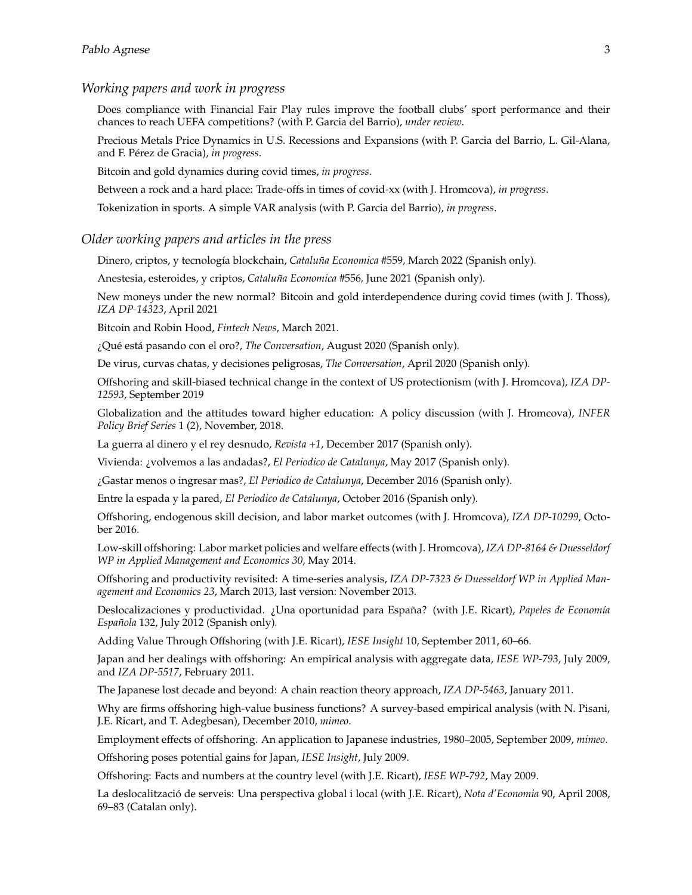### *Working papers and work in progress*

Does compliance with Financial Fair Play rules improve the football clubs' sport performance and their chances to reach UEFA competitions? (with P. Garcia del Barrio), *under review*.

Precious Metals Price Dynamics in U.S. Recessions and Expansions (with P. Garcia del Barrio, L. Gil-Alana, and F. Pérez de Gracia), *in progress*.

Bitcoin and gold dynamics during covid times, *in progress*.

Between a rock and a hard place: Trade-offs in times of covid-xx (with J. Hromcova), *in progress*.

Tokenization in sports. A simple VAR analysis (with P. Garcia del Barrio), *in progress*.

### *Older working papers and articles in the press*

Dinero, criptos, y tecnología blockchain, *Cataluña Economica* #559, March 2022 (Spanish only).

Anestesia, esteroides, y criptos, *Cataluña Economica* #556, June 2021 (Spanish only).

New moneys under the new normal? Bitcoin and gold interdependence during covid times (with J. Thoss), *IZA DP-14323*, April 2021

Bitcoin and Robin Hood, *Fintech News*, March 2021.

¿Qué está pasando con el oro?, *The Conversation*, August 2020 (Spanish only).

De virus, curvas chatas, y decisiones peligrosas, *The Conversation*, April 2020 (Spanish only).

Offshoring and skill-biased technical change in the context of US protectionism (with J. Hromcova), *IZA DP-12593*, September 2019

Globalization and the attitudes toward higher education: A policy discussion (with J. Hromcova), *INFER Policy Brief Series* 1 (2), November, 2018.

La guerra al dinero y el rey desnudo, *Revista +1*, December 2017 (Spanish only).

Vivienda: ¿volvemos a las andadas?, *El Periodico de Catalunya*, May 2017 (Spanish only).

¿Gastar menos o ingresar mas?, *El Periodico de Catalunya*, December 2016 (Spanish only).

Entre la espada y la pared, *El Periodico de Catalunya*, October 2016 (Spanish only).

Offshoring, endogenous skill decision, and labor market outcomes (with J. Hromcova), *IZA DP-10299*, October 2016.

Low-skill offshoring: Labor market policies and welfare effects (with J. Hromcova), *IZA DP-8164 & Duesseldorf WP in Applied Management and Economics 30*, May 2014.

Offshoring and productivity revisited: A time-series analysis, *IZA DP-7323 & Duesseldorf WP in Applied Management and Economics 23*, March 2013, last version: November 2013.

Deslocalizaciones y productividad. ¿Una oportunidad para España? (with J.E. Ricart), *Papeles de Economía Española* 132, July 2012 (Spanish only).

Adding Value Through Offshoring (with J.E. Ricart), *IESE Insight* 10, September 2011, 60–66.

Japan and her dealings with offshoring: An empirical analysis with aggregate data, *IESE WP-793*, July 2009, and *IZA DP-5517*, February 2011.

The Japanese lost decade and beyond: A chain reaction theory approach, *IZA DP-5463*, January 2011.

Why are firms offshoring high-value business functions? A survey-based empirical analysis (with N. Pisani, J.E. Ricart, and T. Adegbesan), December 2010, *mimeo*.

Employment effects of offshoring. An application to Japanese industries, 1980–2005, September 2009, *mimeo*.

Offshoring poses potential gains for Japan, *IESE Insight*, July 2009.

Offshoring: Facts and numbers at the country level (with J.E. Ricart), *IESE WP-792*, May 2009.

La deslocalització de serveis: Una perspectiva global i local (with J.E. Ricart), *Nota d'Economia* 90, April 2008, 69–83 (Catalan only).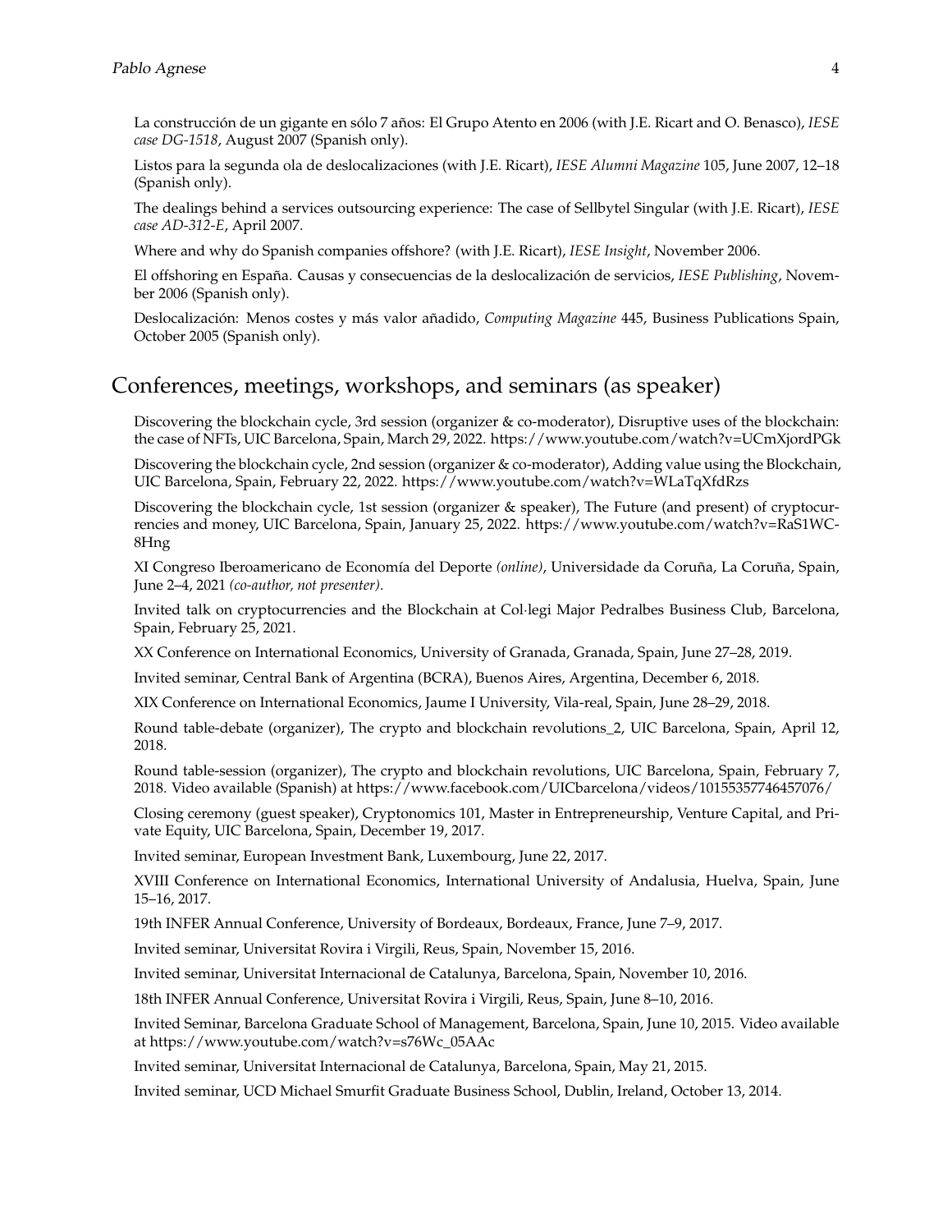La construcción de un gigante en sólo 7 años: El Grupo Atento en 2006 (with J.E. Ricart and O. Benasco), *IESE case DG-1518*, August 2007 (Spanish only).

Listos para la segunda ola de deslocalizaciones (with J.E. Ricart), *IESE Alumni Magazine* 105, June 2007, 12–18 (Spanish only).

The dealings behind a services outsourcing experience: The case of Sellbytel Singular (with J.E. Ricart), *IESE case AD-312-E*, April 2007.

Where and why do Spanish companies offshore? (with J.E. Ricart), *IESE Insight*, November 2006.

El offshoring en España. Causas y consecuencias de la deslocalización de servicios, *IESE Publishing*, November 2006 (Spanish only).

Deslocalización: Menos costes y más valor añadido, *Computing Magazine* 445, Business Publications Spain, October 2005 (Spanish only).

## Conferences, meetings, workshops, and seminars (as speaker)

Discovering the blockchain cycle, 3rd session (organizer & co-moderator), Disruptive uses of the blockchain: the case of NFTs, UIC Barcelona, Spain, March 29, 2022. https://www.youtube.com/watch?v=UCmXjordPGk

Discovering the blockchain cycle, 2nd session (organizer & co-moderator), Adding value using the Blockchain, UIC Barcelona, Spain, February 22, 2022. https://www.youtube.com/watch?v=WLaTqXfdRzs

Discovering the blockchain cycle, 1st session (organizer & speaker), The Future (and present) of cryptocurrencies and money, UIC Barcelona, Spain, January 25, 2022. https://www.youtube.com/watch?v=RaS1WC-8Hng

XI Congreso Iberoamericano de Economía del Deporte *(online)*, Universidade da Coruña, La Coruña, Spain, June 2–4, 2021 *(co-author, not presenter)*.

Invited talk on cryptocurrencies and the Blockchain at Col·legi Major Pedralbes Business Club, Barcelona, Spain, February 25, 2021.

XX Conference on International Economics, University of Granada, Granada, Spain, June 27–28, 2019.

Invited seminar, Central Bank of Argentina (BCRA), Buenos Aires, Argentina, December 6, 2018.

XIX Conference on International Economics, Jaume I University, Vila-real, Spain, June 28–29, 2018.

Round table-debate (organizer), The crypto and blockchain revolutions_2, UIC Barcelona, Spain, April 12, 2018.

Round table-session (organizer), The crypto and blockchain revolutions, UIC Barcelona, Spain, February 7, 2018. Video available (Spanish) at https://www.facebook.com/UICbarcelona/videos/10155357746457076/

Closing ceremony (guest speaker), Cryptonomics 101, Master in Entrepreneurship, Venture Capital, and Private Equity, UIC Barcelona, Spain, December 19, 2017.

Invited seminar, European Investment Bank, Luxembourg, June 22, 2017.

XVIII Conference on International Economics, International University of Andalusia, Huelva, Spain, June 15–16, 2017.

19th INFER Annual Conference, University of Bordeaux, Bordeaux, France, June 7–9, 2017.

Invited seminar, Universitat Rovira i Virgili, Reus, Spain, November 15, 2016.

Invited seminar, Universitat Internacional de Catalunya, Barcelona, Spain, November 10, 2016.

18th INFER Annual Conference, Universitat Rovira i Virgili, Reus, Spain, June 8–10, 2016.

Invited Seminar, Barcelona Graduate School of Management, Barcelona, Spain, June 10, 2015. Video available at https://www.youtube.com/watch?v=s76Wc_05AAc

Invited seminar, Universitat Internacional de Catalunya, Barcelona, Spain, May 21, 2015.

Invited seminar, UCD Michael Smurfit Graduate Business School, Dublin, Ireland, October 13, 2014.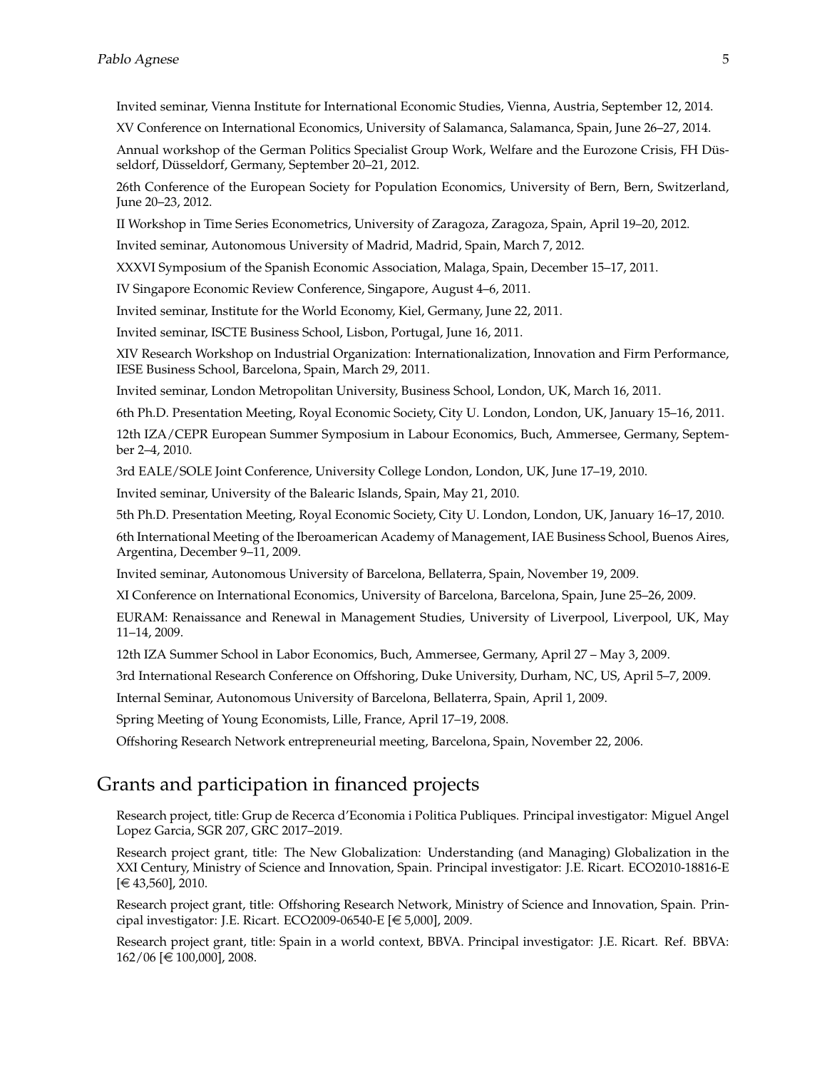Invited seminar, Vienna Institute for International Economic Studies, Vienna, Austria, September 12, 2014.

XV Conference on International Economics, University of Salamanca, Salamanca, Spain, June 26–27, 2014.

Annual workshop of the German Politics Specialist Group Work, Welfare and the Eurozone Crisis, FH Düsseldorf, Düsseldorf, Germany, September 20–21, 2012.

26th Conference of the European Society for Population Economics, University of Bern, Bern, Switzerland, June 20–23, 2012.

II Workshop in Time Series Econometrics, University of Zaragoza, Zaragoza, Spain, April 19–20, 2012.

Invited seminar, Autonomous University of Madrid, Madrid, Spain, March 7, 2012.

XXXVI Symposium of the Spanish Economic Association, Malaga, Spain, December 15–17, 2011.

IV Singapore Economic Review Conference, Singapore, August 4–6, 2011.

Invited seminar, Institute for the World Economy, Kiel, Germany, June 22, 2011.

Invited seminar, ISCTE Business School, Lisbon, Portugal, June 16, 2011.

XIV Research Workshop on Industrial Organization: Internationalization, Innovation and Firm Performance, IESE Business School, Barcelona, Spain, March 29, 2011.

Invited seminar, London Metropolitan University, Business School, London, UK, March 16, 2011.

6th Ph.D. Presentation Meeting, Royal Economic Society, City U. London, London, UK, January 15–16, 2011.

12th IZA/CEPR European Summer Symposium in Labour Economics, Buch, Ammersee, Germany, September 2–4, 2010.

3rd EALE/SOLE Joint Conference, University College London, London, UK, June 17–19, 2010.

Invited seminar, University of the Balearic Islands, Spain, May 21, 2010.

5th Ph.D. Presentation Meeting, Royal Economic Society, City U. London, London, UK, January 16–17, 2010.

6th International Meeting of the Iberoamerican Academy of Management, IAE Business School, Buenos Aires, Argentina, December 9–11, 2009.

Invited seminar, Autonomous University of Barcelona, Bellaterra, Spain, November 19, 2009.

XI Conference on International Economics, University of Barcelona, Barcelona, Spain, June 25–26, 2009.

EURAM: Renaissance and Renewal in Management Studies, University of Liverpool, Liverpool, UK, May 11–14, 2009.

12th IZA Summer School in Labor Economics, Buch, Ammersee, Germany, April 27 – May 3, 2009.

3rd International Research Conference on Offshoring, Duke University, Durham, NC, US, April 5–7, 2009.

Internal Seminar, Autonomous University of Barcelona, Bellaterra, Spain, April 1, 2009.

Spring Meeting of Young Economists, Lille, France, April 17–19, 2008.

Offshoring Research Network entrepreneurial meeting, Barcelona, Spain, November 22, 2006.

## Grants and participation in financed projects

Research project, title: Grup de Recerca d'Economia i Politica Publiques. Principal investigator: Miguel Angel Lopez Garcia, SGR 207, GRC 2017–2019.

Research project grant, title: The New Globalization: Understanding (and Managing) Globalization in the XXI Century, Ministry of Science and Innovation, Spain. Principal investigator: J.E. Ricart. ECO2010-18816-E [€ 43,560], 2010.

Research project grant, title: Offshoring Research Network, Ministry of Science and Innovation, Spain. Principal investigator: J.E. Ricart. ECO2009-06540-E [€ 5,000], 2009.

Research project grant, title: Spain in a world context, BBVA. Principal investigator: J.E. Ricart. Ref. BBVA: 162/06 [€ 100,000], 2008.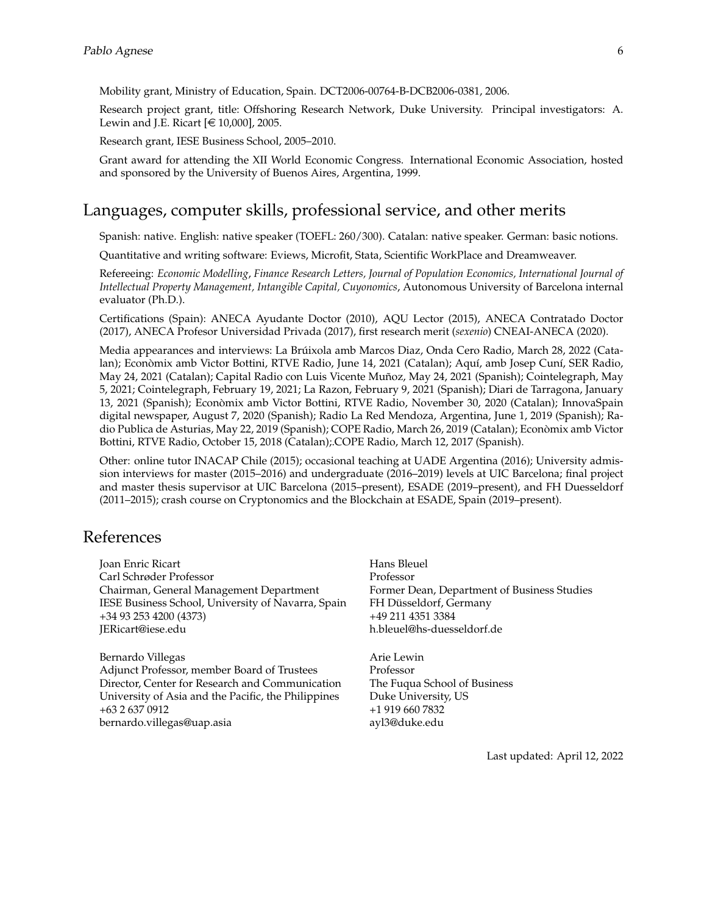Mobility grant, Ministry of Education, Spain. DCT2006-00764-B-DCB2006-0381, 2006.

Research project grant, title: Offshoring Research Network, Duke University. Principal investigators: A. Lewin and J.E. Ricart [€ 10,000], 2005.

Research grant, IESE Business School, 2005–2010.

Grant award for attending the XII World Economic Congress. International Economic Association, hosted and sponsored by the University of Buenos Aires, Argentina, 1999.

## Languages, computer skills, professional service, and other merits

Spanish: native. English: native speaker (TOEFL: 260/300). Catalan: native speaker. German: basic notions.

Quantitative and writing software: Eviews, Microfit, Stata, Scientific WorkPlace and Dreamweaver.

Refereeing: *Economic Modelling*, *Finance Research Letters, Journal of Population Economics, International Journal of Intellectual Property Management, Intangible Capital, Cuyonomics*, Autonomous University of Barcelona internal evaluator (Ph.D.).

Certifications (Spain): ANECA Ayudante Doctor (2010), AQU Lector (2015), ANECA Contratado Doctor (2017), ANECA Profesor Universidad Privada (2017), first research merit (*sexenio*) CNEAI-ANECA (2020).

Media appearances and interviews: La Brúixola amb Marcos Diaz, Onda Cero Radio, March 28, 2022 (Catalan); Econòmix amb Victor Bottini, RTVE Radio, June 14, 2021 (Catalan); Aquí, amb Josep Cuní, SER Radio, May 24, 2021 (Catalan); Capital Radio con Luis Vicente Muñoz, May 24, 2021 (Spanish); Cointelegraph, May 5, 2021; Cointelegraph, February 19, 2021; La Razon, February 9, 2021 (Spanish); Diari de Tarragona, January 13, 2021 (Spanish); Econòmix amb Victor Bottini, RTVE Radio, November 30, 2020 (Catalan); InnovaSpain digital newspaper, August 7, 2020 (Spanish); Radio La Red Mendoza, Argentina, June 1, 2019 (Spanish); Radio Publica de Asturias, May 22, 2019 (Spanish); COPE Radio, March 26, 2019 (Catalan); Econòmix amb Victor Bottini, RTVE Radio, October 15, 2018 (Catalan);.COPE Radio, March 12, 2017 (Spanish).

Other: online tutor INACAP Chile (2015); occasional teaching at UADE Argentina (2016); University admission interviews for master (2015–2016) and undergraduate (2016–2019) levels at UIC Barcelona; final project and master thesis supervisor at UIC Barcelona (2015–present), ESADE (2019–present), and FH Duesseldorf (2011–2015); crash course on Cryptonomics and the Blockchain at ESADE, Spain (2019–present).

## References

Joan Enric Ricart
Carl Schrøder Professor
Chairman, General Management Department
IESE Business School, University of Navarra, Spain
+34 93 253 4200 (4373)
JERicart@iese.edu

Hans Bleuel
Professor
Former Dean, Department of Business Studies
FH Düsseldorf, Germany
+49 211 4351 3384
h.bleuel@hs-duesseldorf.de

Bernardo Villegas
Adjunct Professor, member Board of Trustees
Director, Center for Research and Communication
University of Asia and the Pacific, the Philippines
+63 2 637 0912
bernardo.villegas@uap.asia

Arie Lewin
Professor
The Fuqua School of Business
Duke University, US
+1 919 660 7832
ayl3@duke.edu

Last updated: April 12, 2022